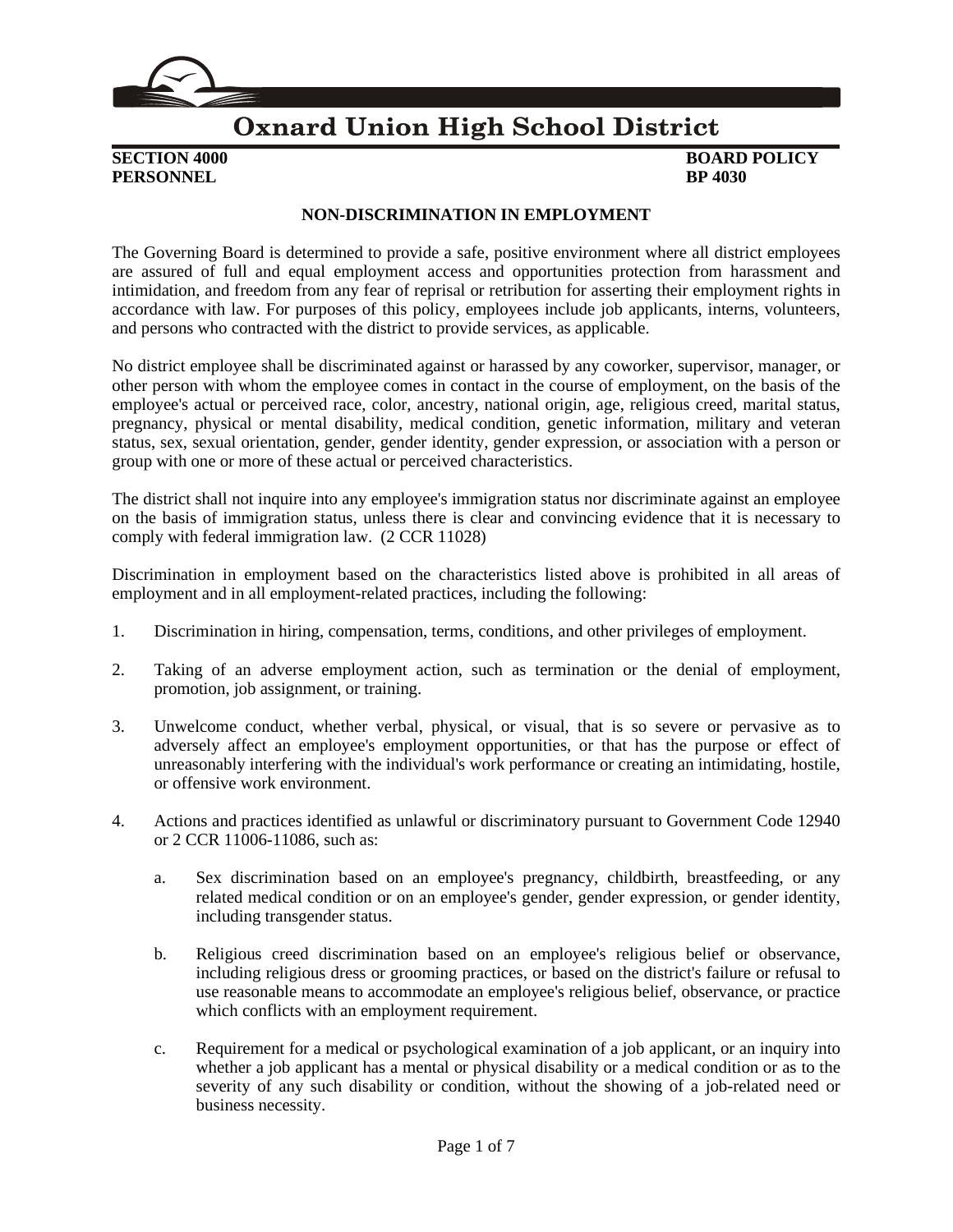# Oxnard Union High School District

**SECTION 4000**
**PERSONNEL**

**BOARD POLICY**
**BP 4030**

## NON-DISCRIMINATION IN EMPLOYMENT

The Governing Board is determined to provide a safe, positive environment where all district employees are assured of full and equal employment access and opportunities protection from harassment and intimidation, and freedom from any fear of reprisal or retribution for asserting their employment rights in accordance with law. For purposes of this policy, employees include job applicants, interns, volunteers, and persons who contracted with the district to provide services, as applicable.

No district employee shall be discriminated against or harassed by any coworker, supervisor, manager, or other person with whom the employee comes in contact in the course of employment, on the basis of the employee's actual or perceived race, color, ancestry, national origin, age, religious creed, marital status, pregnancy, physical or mental disability, medical condition, genetic information, military and veteran status, sex, sexual orientation, gender, gender identity, gender expression, or association with a person or group with one or more of these actual or perceived characteristics.

The district shall not inquire into any employee's immigration status nor discriminate against an employee on the basis of immigration status, unless there is clear and convincing evidence that it is necessary to comply with federal immigration law. (2 CCR 11028)

Discrimination in employment based on the characteristics listed above is prohibited in all areas of employment and in all employment-related practices, including the following:

1. Discrimination in hiring, compensation, terms, conditions, and other privileges of employment.

2. Taking of an adverse employment action, such as termination or the denial of employment, promotion, job assignment, or training.

3. Unwelcome conduct, whether verbal, physical, or visual, that is so severe or pervasive as to adversely affect an employee's employment opportunities, or that has the purpose or effect of unreasonably interfering with the individual's work performance or creating an intimidating, hostile, or offensive work environment.

4. Actions and practices identified as unlawful or discriminatory pursuant to Government Code 12940 or 2 CCR 11006-11086, such as:

   a. Sex discrimination based on an employee's pregnancy, childbirth, breastfeeding, or any related medical condition or on an employee's gender, gender expression, or gender identity, including transgender status.

   b. Religious creed discrimination based on an employee's religious belief or observance, including religious dress or grooming practices, or based on the district's failure or refusal to use reasonable means to accommodate an employee's religious belief, observance, or practice which conflicts with an employment requirement.

   c. Requirement for a medical or psychological examination of a job applicant, or an inquiry into whether a job applicant has a mental or physical disability or a medical condition or as to the severity of any such disability or condition, without the showing of a job-related need or business necessity.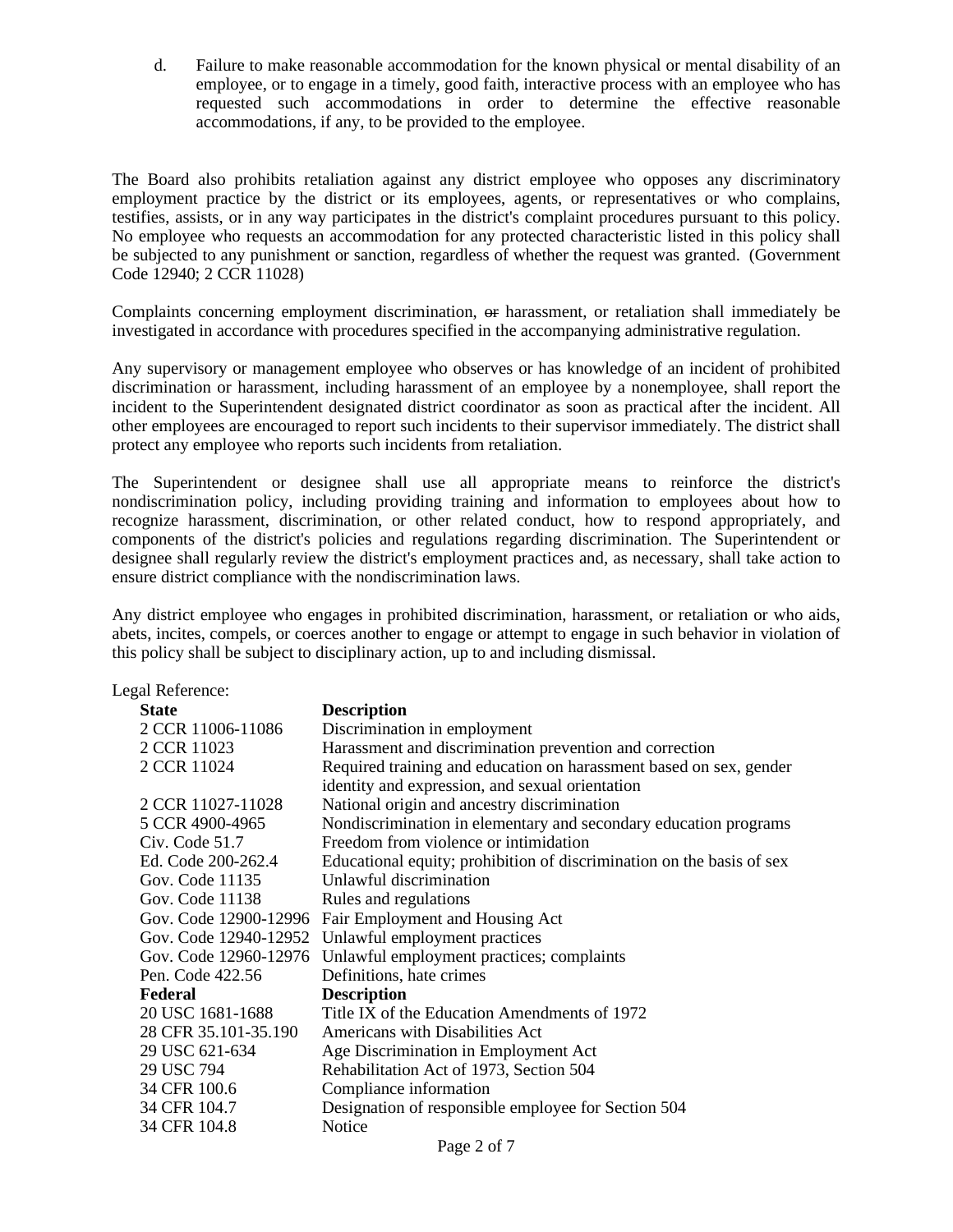d. Failure to make reasonable accommodation for the known physical or mental disability of an employee, or to engage in a timely, good faith, interactive process with an employee who has requested such accommodations in order to determine the effective reasonable accommodations, if any, to be provided to the employee.

The Board also prohibits retaliation against any district employee who opposes any discriminatory employment practice by the district or its employees, agents, or representatives or who complains, testifies, assists, or in any way participates in the district's complaint procedures pursuant to this policy. No employee who requests an accommodation for any protected characteristic listed in this policy shall be subjected to any punishment or sanction, regardless of whether the request was granted. (Government Code 12940; 2 CCR 11028)

Complaints concerning employment discrimination, ~~or~~ harassment, or retaliation shall immediately be investigated in accordance with procedures specified in the accompanying administrative regulation.

Any supervisory or management employee who observes or has knowledge of an incident of prohibited discrimination or harassment, including harassment of an employee by a nonemployee, shall report the incident to the Superintendent designated district coordinator as soon as practical after the incident. All other employees are encouraged to report such incidents to their supervisor immediately. The district shall protect any employee who reports such incidents from retaliation.

The Superintendent or designee shall use all appropriate means to reinforce the district's nondiscrimination policy, including providing training and information to employees about how to recognize harassment, discrimination, or other related conduct, how to respond appropriately, and components of the district's policies and regulations regarding discrimination. The Superintendent or designee shall regularly review the district's employment practices and, as necessary, shall take action to ensure district compliance with the nondiscrimination laws.

Any district employee who engages in prohibited discrimination, harassment, or retaliation or who aids, abets, incites, compels, or coerces another to engage or attempt to engage in such behavior in violation of this policy shall be subject to disciplinary action, up to and including dismissal.

Legal Reference:

| **State** | **Description** |
|---|---|
| 2 CCR 11006-11086 | Discrimination in employment |
| 2 CCR 11023 | Harassment and discrimination prevention and correction |
| 2 CCR 11024 | Required training and education on harassment based on sex, gender identity and expression, and sexual orientation |
| 2 CCR 11027-11028 | National origin and ancestry discrimination |
| 5 CCR 4900-4965 | Nondiscrimination in elementary and secondary education programs |
| Civ. Code 51.7 | Freedom from violence or intimidation |
| Ed. Code 200-262.4 | Educational equity; prohibition of discrimination on the basis of sex |
| Gov. Code 11135 | Unlawful discrimination |
| Gov. Code 11138 | Rules and regulations |
| Gov. Code 12900-12996 | Fair Employment and Housing Act |
| Gov. Code 12940-12952 | Unlawful employment practices |
| Gov. Code 12960-12976 | Unlawful employment practices; complaints |
| Pen. Code 422.56 | Definitions, hate crimes |
| **Federal** | **Description** |
| 20 USC 1681-1688 | Title IX of the Education Amendments of 1972 |
| 28 CFR 35.101-35.190 | Americans with Disabilities Act |
| 29 USC 621-634 | Age Discrimination in Employment Act |
| 29 USC 794 | Rehabilitation Act of 1973, Section 504 |
| 34 CFR 100.6 | Compliance information |
| 34 CFR 104.7 | Designation of responsible employee for Section 504 |
| 34 CFR 104.8 | Notice |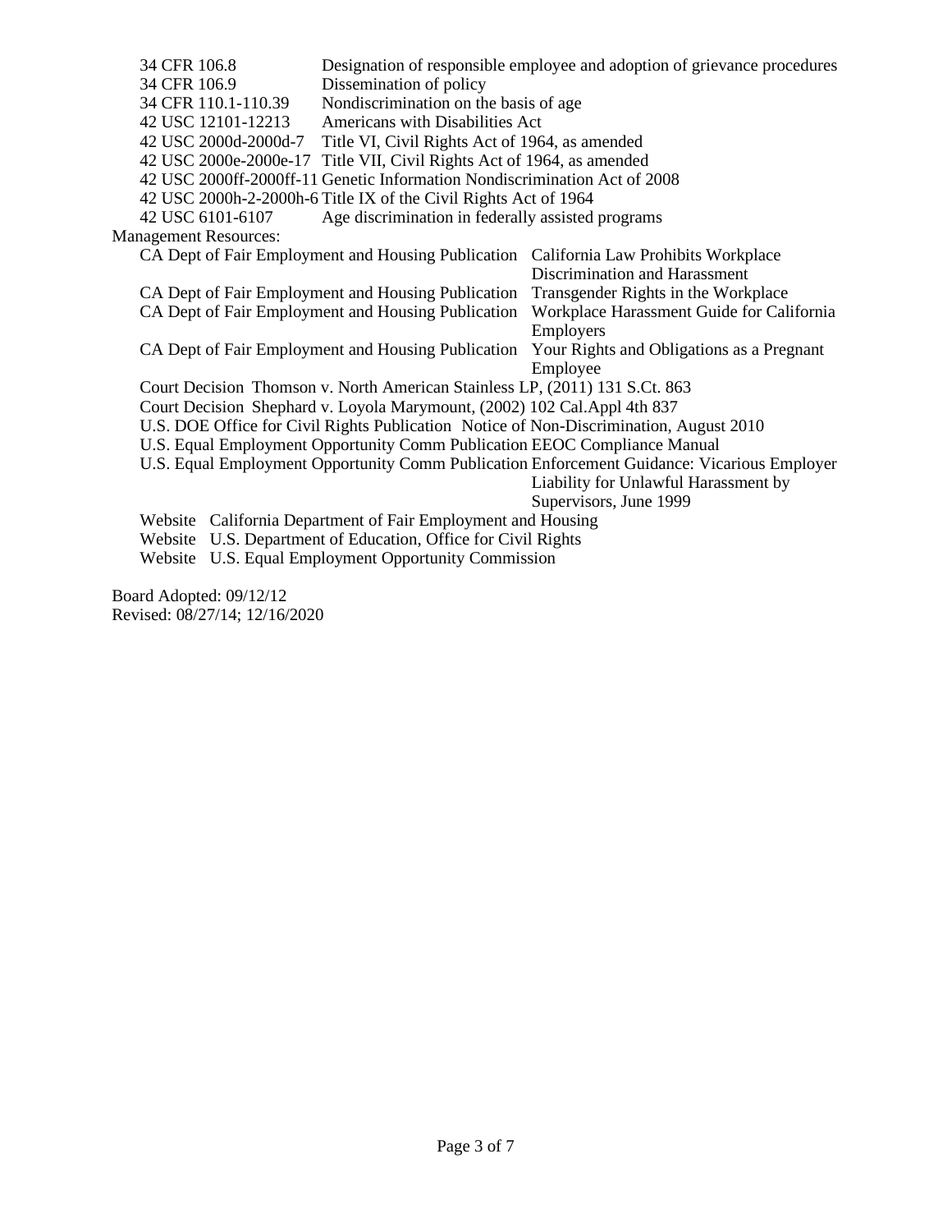| | |
|---|---|
| 34 CFR 106.8 | Designation of responsible employee and adoption of grievance procedures |
| 34 CFR 106.9 | Dissemination of policy |
| 34 CFR 110.1-110.39 | Nondiscrimination on the basis of age |
| 42 USC 12101-12213 | Americans with Disabilities Act |
| 42 USC 2000d-2000d-7 | Title VI, Civil Rights Act of 1964, as amended |
| 42 USC 2000e-2000e-17 | Title VII, Civil Rights Act of 1964, as amended |
| 42 USC 2000ff-2000ff-11 | Genetic Information Nondiscrimination Act of 2008 |
| 42 USC 2000h-2-2000h-6 | Title IX of the Civil Rights Act of 1964 |
| 42 USC 6101-6107 | Age discrimination in federally assisted programs |

Management Resources:

| | |
|---|---|
| CA Dept of Fair Employment and Housing Publication | California Law Prohibits Workplace Discrimination and Harassment |
| CA Dept of Fair Employment and Housing Publication | Transgender Rights in the Workplace |
| CA Dept of Fair Employment and Housing Publication | Workplace Harassment Guide for California Employers |
| CA Dept of Fair Employment and Housing Publication | Your Rights and Obligations as a Pregnant Employee |
| Court Decision | Thomson v. North American Stainless LP, (2011) 131 S.Ct. 863 |
| Court Decision | Shephard v. Loyola Marymount, (2002) 102 Cal.Appl 4th 837 |
| U.S. DOE Office for Civil Rights Publication | Notice of Non-Discrimination, August 2010 |
| U.S. Equal Employment Opportunity Comm Publication | EEOC Compliance Manual |
| U.S. Equal Employment Opportunity Comm Publication | Enforcement Guidance: Vicarious Employer Liability for Unlawful Harassment by Supervisors, June 1999 |
| Website | California Department of Fair Employment and Housing |
| Website | U.S. Department of Education, Office for Civil Rights |
| Website | U.S. Equal Employment Opportunity Commission |

Board Adopted: 09/12/12
Revised: 08/27/14; 12/16/2020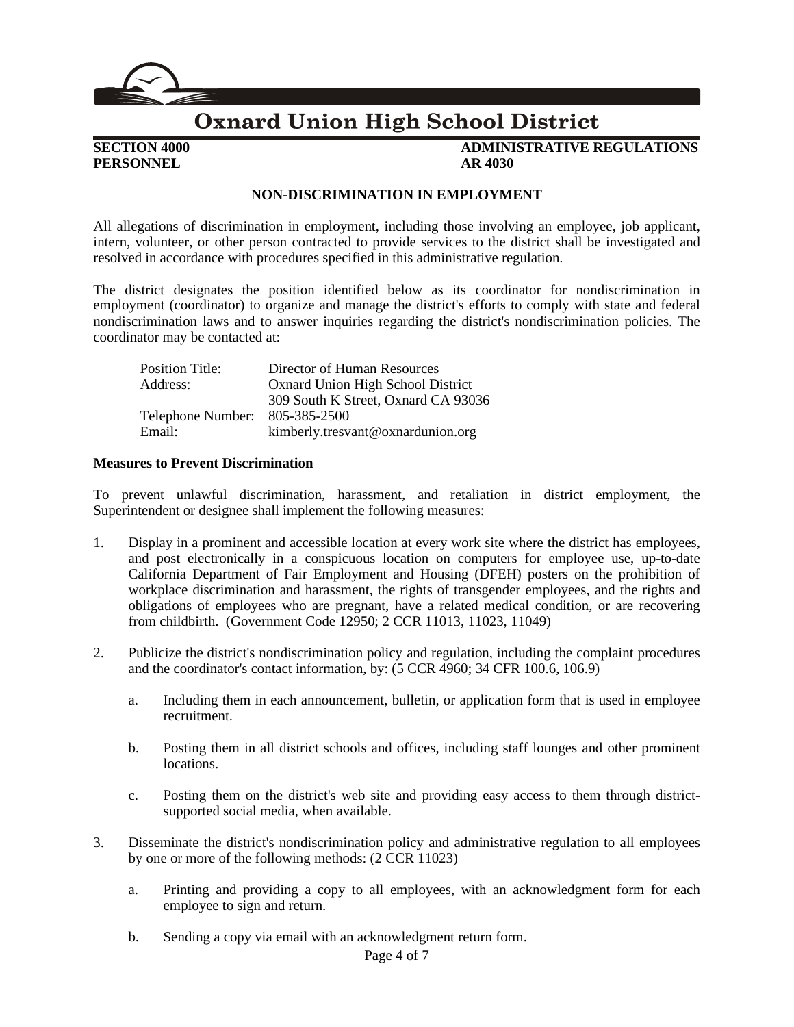# Oxnard Union High School District

**SECTION 4000**
**PERSONNEL**

**ADMINISTRATIVE REGULATIONS**
**AR 4030**

## NON-DISCRIMINATION IN EMPLOYMENT

All allegations of discrimination in employment, including those involving an employee, job applicant, intern, volunteer, or other person contracted to provide services to the district shall be investigated and resolved in accordance with procedures specified in this administrative regulation.

The district designates the position identified below as its coordinator for nondiscrimination in employment (coordinator) to organize and manage the district's efforts to comply with state and federal nondiscrimination laws and to answer inquiries regarding the district's nondiscrimination policies. The coordinator may be contacted at:

| | |
|---|---|
| Position Title: | Director of Human Resources |
| Address: | Oxnard Union High School District<br>309 South K Street, Oxnard CA 93036 |
| Telephone Number: | 805-385-2500 |
| Email: | kimberly.tresvant@oxnardunion.org |

**Measures to Prevent Discrimination**

To prevent unlawful discrimination, harassment, and retaliation in district employment, the Superintendent or designee shall implement the following measures:

1. Display in a prominent and accessible location at every work site where the district has employees, and post electronically in a conspicuous location on computers for employee use, up-to-date California Department of Fair Employment and Housing (DFEH) posters on the prohibition of workplace discrimination and harassment, the rights of transgender employees, and the rights and obligations of employees who are pregnant, have a related medical condition, or are recovering from childbirth. (Government Code 12950; 2 CCR 11013, 11023, 11049)

2. Publicize the district's nondiscrimination policy and regulation, including the complaint procedures and the coordinator's contact information, by: (5 CCR 4960; 34 CFR 100.6, 106.9)

   a. Including them in each announcement, bulletin, or application form that is used in employee recruitment.

   b. Posting them in all district schools and offices, including staff lounges and other prominent locations.

   c. Posting them on the district's web site and providing easy access to them through district-supported social media, when available.

3. Disseminate the district's nondiscrimination policy and administrative regulation to all employees by one or more of the following methods: (2 CCR 11023)

   a. Printing and providing a copy to all employees, with an acknowledgment form for each employee to sign and return.

   b. Sending a copy via email with an acknowledgment return form.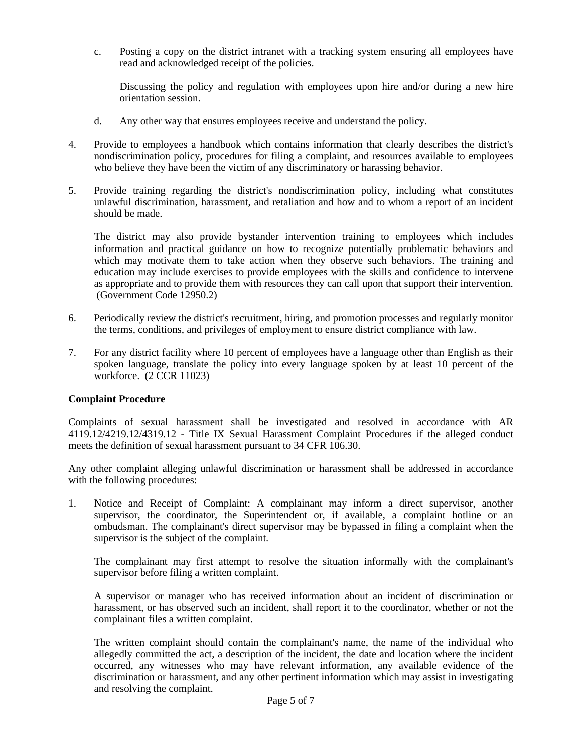c. Posting a copy on the district intranet with a tracking system ensuring all employees have read and acknowledged receipt of the policies.

   Discussing the policy and regulation with employees upon hire and/or during a new hire orientation session.

d. Any other way that ensures employees receive and understand the policy.

4. Provide to employees a handbook which contains information that clearly describes the district's nondiscrimination policy, procedures for filing a complaint, and resources available to employees who believe they have been the victim of any discriminatory or harassing behavior.

5. Provide training regarding the district's nondiscrimination policy, including what constitutes unlawful discrimination, harassment, and retaliation and how and to whom a report of an incident should be made.

   The district may also provide bystander intervention training to employees which includes information and practical guidance on how to recognize potentially problematic behaviors and which may motivate them to take action when they observe such behaviors. The training and education may include exercises to provide employees with the skills and confidence to intervene as appropriate and to provide them with resources they can call upon that support their intervention. (Government Code 12950.2)

6. Periodically review the district's recruitment, hiring, and promotion processes and regularly monitor the terms, conditions, and privileges of employment to ensure district compliance with law.

7. For any district facility where 10 percent of employees have a language other than English as their spoken language, translate the policy into every language spoken by at least 10 percent of the workforce. (2 CCR 11023)

**Complaint Procedure**

Complaints of sexual harassment shall be investigated and resolved in accordance with AR 4119.12/4219.12/4319.12 - Title IX Sexual Harassment Complaint Procedures if the alleged conduct meets the definition of sexual harassment pursuant to 34 CFR 106.30.

Any other complaint alleging unlawful discrimination or harassment shall be addressed in accordance with the following procedures:

1. Notice and Receipt of Complaint: A complainant may inform a direct supervisor, another supervisor, the coordinator, the Superintendent or, if available, a complaint hotline or an ombudsman. The complainant's direct supervisor may be bypassed in filing a complaint when the supervisor is the subject of the complaint.

   The complainant may first attempt to resolve the situation informally with the complainant's supervisor before filing a written complaint.

   A supervisor or manager who has received information about an incident of discrimination or harassment, or has observed such an incident, shall report it to the coordinator, whether or not the complainant files a written complaint.

   The written complaint should contain the complainant's name, the name of the individual who allegedly committed the act, a description of the incident, the date and location where the incident occurred, any witnesses who may have relevant information, any available evidence of the discrimination or harassment, and any other pertinent information which may assist in investigating and resolving the complaint.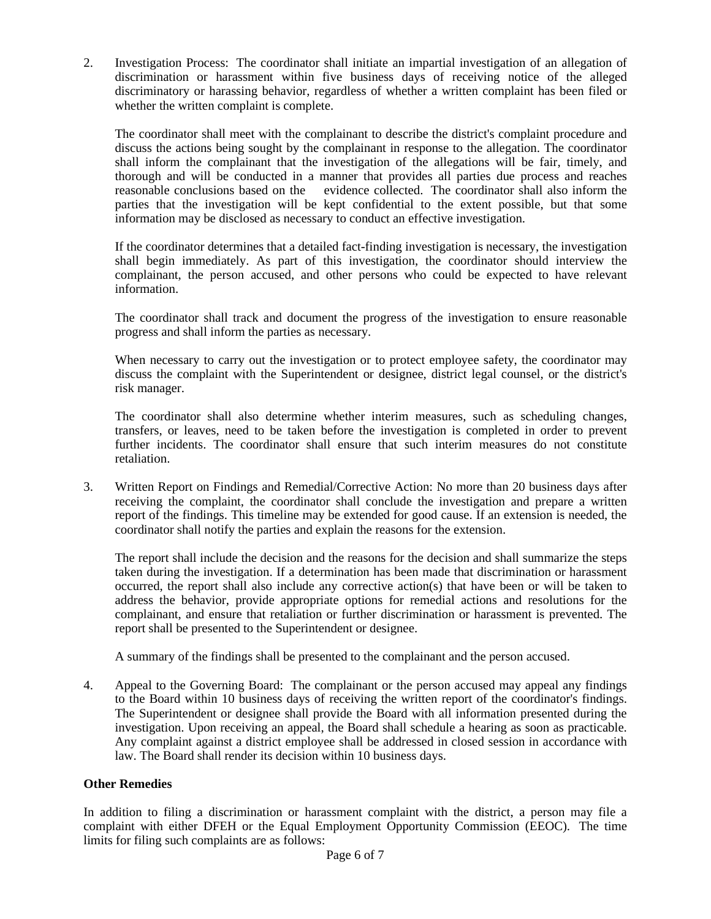2. Investigation Process: The coordinator shall initiate an impartial investigation of an allegation of discrimination or harassment within five business days of receiving notice of the alleged discriminatory or harassing behavior, regardless of whether a written complaint has been filed or whether the written complaint is complete.

   The coordinator shall meet with the complainant to describe the district's complaint procedure and discuss the actions being sought by the complainant in response to the allegation. The coordinator shall inform the complainant that the investigation of the allegations will be fair, timely, and thorough and will be conducted in a manner that provides all parties due process and reaches reasonable conclusions based on the evidence collected. The coordinator shall also inform the parties that the investigation will be kept confidential to the extent possible, but that some information may be disclosed as necessary to conduct an effective investigation.

   If the coordinator determines that a detailed fact-finding investigation is necessary, the investigation shall begin immediately. As part of this investigation, the coordinator should interview the complainant, the person accused, and other persons who could be expected to have relevant information.

   The coordinator shall track and document the progress of the investigation to ensure reasonable progress and shall inform the parties as necessary.

   When necessary to carry out the investigation or to protect employee safety, the coordinator may discuss the complaint with the Superintendent or designee, district legal counsel, or the district's risk manager.

   The coordinator shall also determine whether interim measures, such as scheduling changes, transfers, or leaves, need to be taken before the investigation is completed in order to prevent further incidents. The coordinator shall ensure that such interim measures do not constitute retaliation.

3. Written Report on Findings and Remedial/Corrective Action: No more than 20 business days after receiving the complaint, the coordinator shall conclude the investigation and prepare a written report of the findings. This timeline may be extended for good cause. If an extension is needed, the coordinator shall notify the parties and explain the reasons for the extension.

   The report shall include the decision and the reasons for the decision and shall summarize the steps taken during the investigation. If a determination has been made that discrimination or harassment occurred, the report shall also include any corrective action(s) that have been or will be taken to address the behavior, provide appropriate options for remedial actions and resolutions for the complainant, and ensure that retaliation or further discrimination or harassment is prevented. The report shall be presented to the Superintendent or designee.

   A summary of the findings shall be presented to the complainant and the person accused.

4. Appeal to the Governing Board: The complainant or the person accused may appeal any findings to the Board within 10 business days of receiving the written report of the coordinator's findings. The Superintendent or designee shall provide the Board with all information presented during the investigation. Upon receiving an appeal, the Board shall schedule a hearing as soon as practicable. Any complaint against a district employee shall be addressed in closed session in accordance with law. The Board shall render its decision within 10 business days.

**Other Remedies**

In addition to filing a discrimination or harassment complaint with the district, a person may file a complaint with either DFEH or the Equal Employment Opportunity Commission (EEOC). The time limits for filing such complaints are as follows: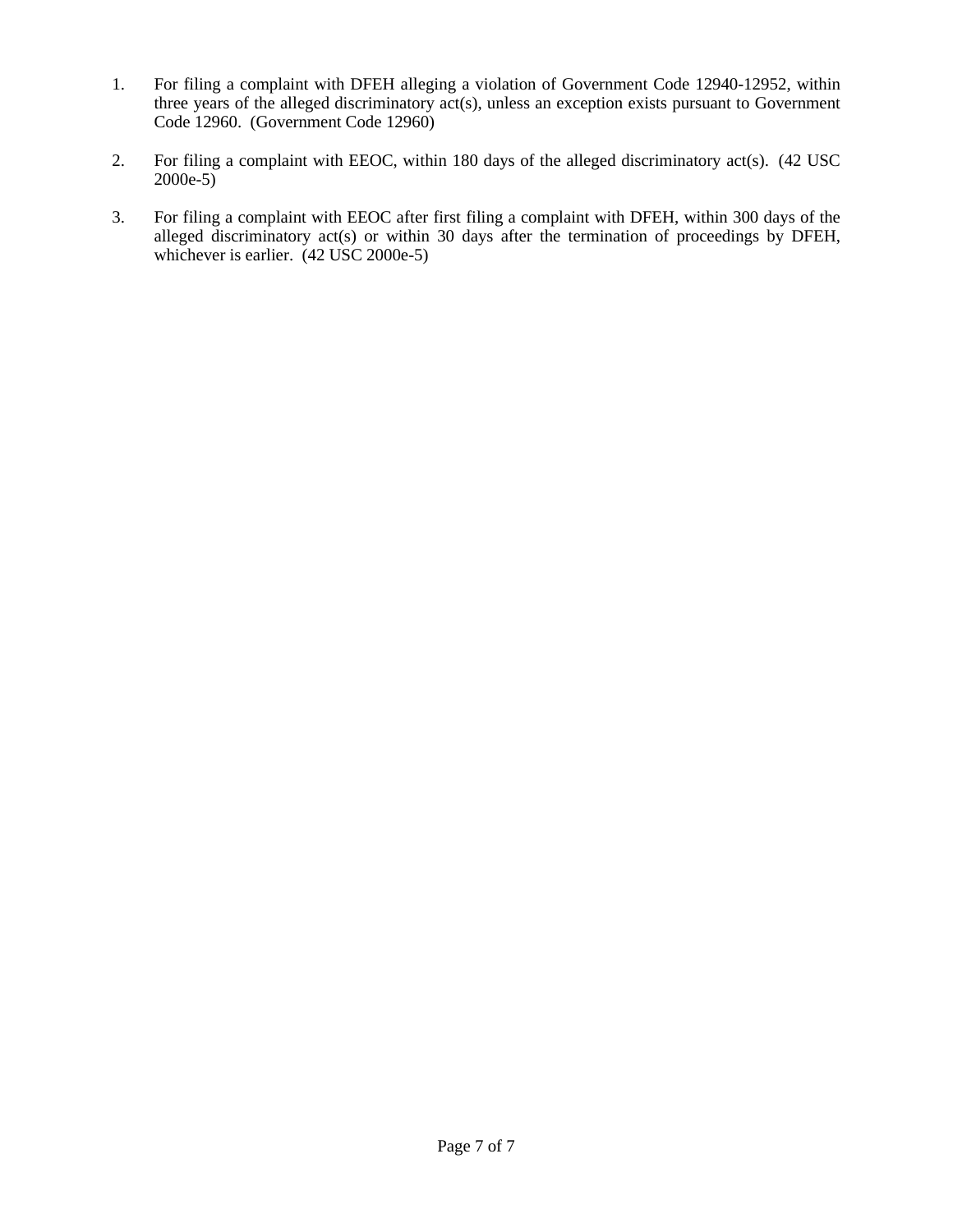1. For filing a complaint with DFEH alleging a violation of Government Code 12940-12952, within three years of the alleged discriminatory act(s), unless an exception exists pursuant to Government Code 12960. (Government Code 12960)

2. For filing a complaint with EEOC, within 180 days of the alleged discriminatory act(s). (42 USC 2000e-5)

3. For filing a complaint with EEOC after first filing a complaint with DFEH, within 300 days of the alleged discriminatory act(s) or within 30 days after the termination of proceedings by DFEH, whichever is earlier. (42 USC 2000e-5)